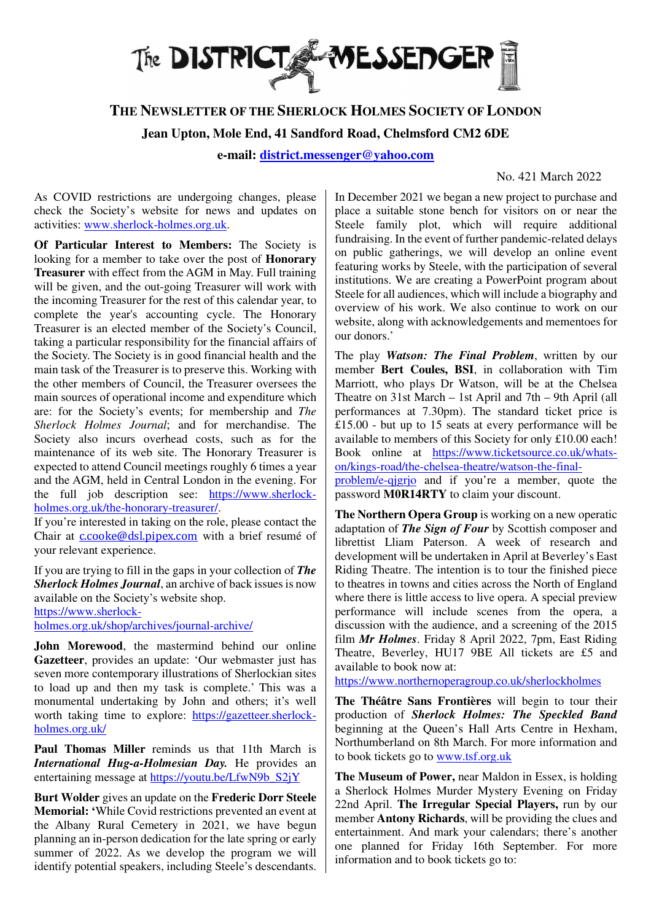# The DISTRICT MESSENGER

## THE NEWSLETTER OF THE SHERLOCK HOLMES SOCIETY OF LONDON

**Jean Upton, Mole End, 41 Sandford Road, Chelmsford CM2 6DE**

**e-mail: district.messenger@yahoo.com**

No. 421 March 2022

As COVID restrictions are undergoing changes, please check the Society's website for news and updates on activities: www.sherlock-holmes.org.uk.

**Of Particular Interest to Members:** The Society is looking for a member to take over the post of **Honorary Treasurer** with effect from the AGM in May. Full training will be given, and the out-going Treasurer will work with the incoming Treasurer for the rest of this calendar year, to complete the year's accounting cycle. The Honorary Treasurer is an elected member of the Society's Council, taking a particular responsibility for the financial affairs of the Society. The Society is in good financial health and the main task of the Treasurer is to preserve this. Working with the other members of Council, the Treasurer oversees the main sources of operational income and expenditure which are: for the Society's events; for membership and *The Sherlock Holmes Journal*; and for merchandise. The Society also incurs overhead costs, such as for the maintenance of its web site. The Honorary Treasurer is expected to attend Council meetings roughly 6 times a year and the AGM, held in Central London in the evening. For the full job description see: https://www.sherlock-holmes.org.uk/the-honorary-treasurer/.
If you're interested in taking on the role, please contact the Chair at c.cooke@dsl.pipex.com with a brief resumé of your relevant experience.

If you are trying to fill in the gaps in your collection of ***The Sherlock Holmes Journal***, an archive of back issues is now available on the Society's website shop.
https://www.sherlock-holmes.org.uk/shop/archives/journal-archive/

**John Morewood**, the mastermind behind our online **Gazetteer**, provides an update: 'Our webmaster just has seven more contemporary illustrations of Sherlockian sites to load up and then my task is complete.' This was a monumental undertaking by John and others; it's well worth taking time to explore: https://gazetteer.sherlock-holmes.org.uk/

**Paul Thomas Miller** reminds us that 11th March is ***International Hug-a-Holmesian Day.*** He provides an entertaining message at https://youtu.be/LfwN9b_S2jY

**Burt Wolder** gives an update on the **Frederic Dorr Steele Memorial: '**While Covid restrictions prevented an event at the Albany Rural Cemetery in 2021, we have begun planning an in-person dedication for the late spring or early summer of 2022. As we develop the program we will identify potential speakers, including Steele's descendants. In December 2021 we began a new project to purchase and place a suitable stone bench for visitors on or near the Steele family plot, which will require additional fundraising. In the event of further pandemic-related delays on public gatherings, we will develop an online event featuring works by Steele, with the participation of several institutions. We are creating a PowerPoint program about Steele for all audiences, which will include a biography and overview of his work. We also continue to work on our website, along with acknowledgements and mementoes for our donors.'

The play ***Watson: The Final Problem***, written by our member **Bert Coules, BSI**, in collaboration with Tim Marriott, who plays Dr Watson, will be at the Chelsea Theatre on 31st March – 1st April and 7th – 9th April (all performances at 7.30pm). The standard ticket price is £15.00 - but up to 15 seats at every performance will be available to members of this Society for only £10.00 each! Book online at https://www.ticketsource.co.uk/whats-on/kings-road/the-chelsea-theatre/watson-the-final-problem/e-qjgrjo and if you're a member, quote the password **M0R14RTY** to claim your discount.

**The Northern Opera Group** is working on a new operatic adaptation of ***The Sign of Four*** by Scottish composer and librettist Lliam Paterson. A week of research and development will be undertaken in April at Beverley's East Riding Theatre. The intention is to tour the finished piece to theatres in towns and cities across the North of England where there is little access to live opera. A special preview performance will include scenes from the opera, a discussion with the audience, and a screening of the 2015 film ***Mr Holmes***. Friday 8 April 2022, 7pm, East Riding Theatre, Beverley, HU17 9BE All tickets are £5 and available to book now at:
https://www.northernoperagroup.co.uk/sherlockholmes

**The Théâtre Sans Frontières** will begin to tour their production of ***Sherlock Holmes: The Speckled Band*** beginning at the Queen's Hall Arts Centre in Hexham, Northumberland on 8th March. For more information and to book tickets go to www.tsf.org.uk

**The Museum of Power,** near Maldon in Essex, is holding a Sherlock Holmes Murder Mystery Evening on Friday 22nd April. **The Irregular Special Players,** run by our member **Antony Richards**, will be providing the clues and entertainment. And mark your calendars; there's another one planned for Friday 16th September. For more information and to book tickets go to: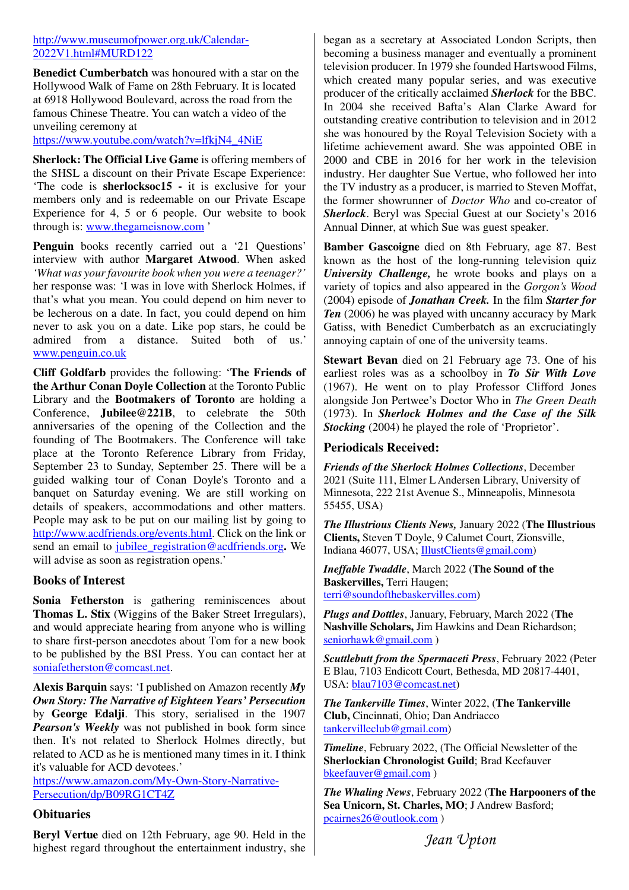http://www.museumofpower.org.uk/Calendar-2022V1.html#MURD122

**Benedict Cumberbatch** was honoured with a star on the Hollywood Walk of Fame on 28th February. It is located at 6918 Hollywood Boulevard, across the road from the famous Chinese Theatre. You can watch a video of the unveiling ceremony at https://www.youtube.com/watch?v=lfkjN4_4NiE

**Sherlock: The Official Live Game** is offering members of the SHSL a discount on their Private Escape Experience: 'The code is **sherlocksoc15 -** it is exclusive for your members only and is redeemable on our Private Escape Experience for 4, 5 or 6 people. Our website to book through is: www.thegameisnow.com '

**Penguin** books recently carried out a '21 Questions' interview with author **Margaret Atwood**. When asked *'What was your favourite book when you were a teenager?'* her response was: 'I was in love with Sherlock Holmes, if that's what you mean. You could depend on him never to be lecherous on a date. In fact, you could depend on him never to ask you on a date. Like pop stars, he could be admired from a distance. Suited both of us.' www.penguin.co.uk

**Cliff Goldfarb** provides the following: '**The Friends of the Arthur Conan Doyle Collection** at the Toronto Public Library and the **Bootmakers of Toronto** are holding a Conference, **Jubilee@221B**, to celebrate the 50th anniversaries of the opening of the Collection and the founding of The Bootmakers. The Conference will take place at the Toronto Reference Library from Friday, September 23 to Sunday, September 25. There will be a guided walking tour of Conan Doyle's Toronto and a banquet on Saturday evening. We are still working on details of speakers, accommodations and other matters. People may ask to be put on our mailing list by going to http://www.acdfriends.org/events.html. Click on the link or send an email to jubilee_registration@acdfriends.org**.** We will advise as soon as registration opens.'

## Books of Interest

**Sonia Fetherston** is gathering reminiscences about **Thomas L. Stix** (Wiggins of the Baker Street Irregulars), and would appreciate hearing from anyone who is willing to share first-person anecdotes about Tom for a new book to be published by the BSI Press. You can contact her at soniafetherston@comcast.net.

**Alexis Barquin** says: 'I published on Amazon recently ***My Own Story: The Narrative of Eighteen Years' Persecution*** by **George Edalji**. This story, serialised in the 1907 ***Pearson's Weekly*** was not published in book form since then. It's not related to Sherlock Holmes directly, but related to ACD as he is mentioned many times in it. I think it's valuable for ACD devotees.'
https://www.amazon.com/My-Own-Story-Narrative-Persecution/dp/B09RG1CT4Z

## Obituaries

**Beryl Vertue** died on 12th February, age 90. Held in the highest regard throughout the entertainment industry, she began as a secretary at Associated London Scripts, then becoming a business manager and eventually a prominent television producer. In 1979 she founded Hartswood Films, which created many popular series, and was executive producer of the critically acclaimed ***Sherlock*** for the BBC. In 2004 she received Bafta's Alan Clarke Award for outstanding creative contribution to television and in 2012 she was honoured by the Royal Television Society with a lifetime achievement award. She was appointed OBE in 2000 and CBE in 2016 for her work in the television industry. Her daughter Sue Vertue, who followed her into the TV industry as a producer, is married to Steven Moffat, the former showrunner of *Doctor Who* and co-creator of ***Sherlock***. Beryl was Special Guest at our Society's 2016 Annual Dinner, at which Sue was guest speaker.

**Bamber Gascoigne** died on 8th February, age 87. Best known as the host of the long-running television quiz ***University Challenge,*** he wrote books and plays on a variety of topics and also appeared in the *Gorgon's Wood* (2004) episode of ***Jonathan Creek.*** In the film ***Starter for Ten*** (2006) he was played with uncanny accuracy by Mark Gatiss, with Benedict Cumberbatch as an excruciatingly annoying captain of one of the university teams.

**Stewart Bevan** died on 21 February age 73. One of his earliest roles was as a schoolboy in ***To Sir With Love*** (1967). He went on to play Professor Clifford Jones alongside Jon Pertwee's Doctor Who in *The Green Death* (1973). In ***Sherlock Holmes and the Case of the Silk Stocking*** (2004) he played the role of 'Proprietor'.

## Periodicals Received:

***Friends of the Sherlock Holmes Collections***, December 2021 (Suite 111, Elmer L Andersen Library, University of Minnesota, 222 21st Avenue S., Minneapolis, Minnesota 55455, USA)

***The Illustrious Clients News,*** January 2022 (**The Illustrious Clients,** Steven T Doyle, 9 Calumet Court, Zionsville, Indiana 46077, USA; IllustClients@gmail.com)

***Ineffable Twaddle***, March 2022 (**The Sound of the Baskervilles,** Terri Haugen; terri@soundofthebaskervilles.com)

***Plugs and Dottles***, January, February, March 2022 (**The Nashville Scholars,** Jim Hawkins and Dean Richardson; seniorhawk@gmail.com )

***Scuttlebutt from the Spermaceti Press***, February 2022 (Peter E Blau, 7103 Endicott Court, Bethesda, MD 20817-4401, USA: blau7103@comcast.net)

***The Tankerville Times***, Winter 2022, (**The Tankerville Club,** Cincinnati, Ohio; Dan Andriacco tankervilleclub@gmail.com)

***Timeline***, February 2022, (The Official Newsletter of the **Sherlockian Chronologist Guild**; Brad Keefauver bkeefauver@gmail.com )

***The Whaling News***, February 2022 (**The Harpooners of the Sea Unicorn, St. Charles, MO**; J Andrew Basford; pcairnes26@outlook.com )

*Jean Upton*